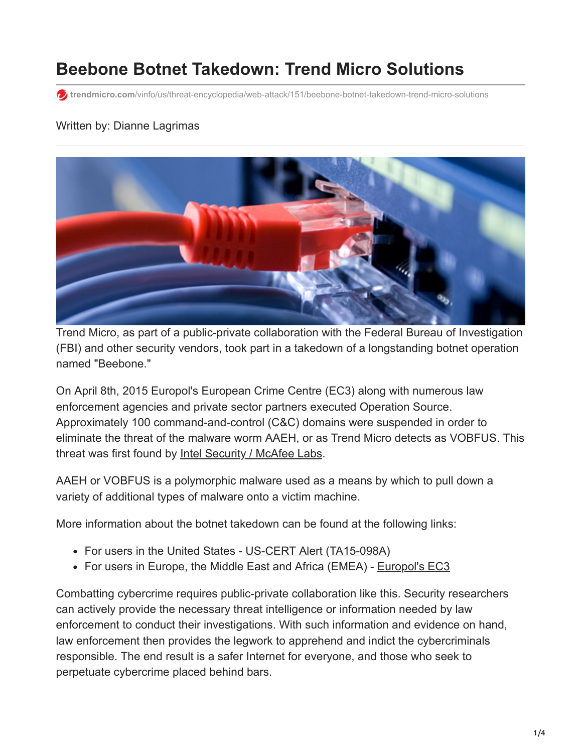# Beebone Botnet Takedown: Trend Micro Solutions

trendmicro.com/vinfo/us/threat-encyclopedia/web-attack/151/beebone-botnet-takedown-trend-micro-solutions

Written by: Dianne Lagrimas

Trend Micro, as part of a public-private collaboration with the Federal Bureau of Investigation (FBI) and other security vendors, took part in a takedown of a longstanding botnet operation named "Beebone."

On April 8th, 2015 Europol's European Crime Centre (EC3) along with numerous law enforcement agencies and private sector partners executed Operation Source. Approximately 100 command-and-control (C&C) domains were suspended in order to eliminate the threat of the malware worm AAEH, or as Trend Micro detects as VOBFUS. This threat was first found by Intel Security / McAfee Labs.

AAEH or VOBFUS is a polymorphic malware used as a means by which to pull down a variety of additional types of malware onto a victim machine.

More information about the botnet takedown can be found at the following links:

- For users in the United States - US-CERT Alert (TA15-098A)
- For users in Europe, the Middle East and Africa (EMEA) - Europol's EC3

Combatting cybercrime requires public-private collaboration like this. Security researchers can actively provide the necessary threat intelligence or information needed by law enforcement to conduct their investigations. With such information and evidence on hand, law enforcement then provides the legwork to apprehend and indict the cybercriminals responsible. The end result is a safer Internet for everyone, and those who seek to perpetuate cybercrime placed behind bars.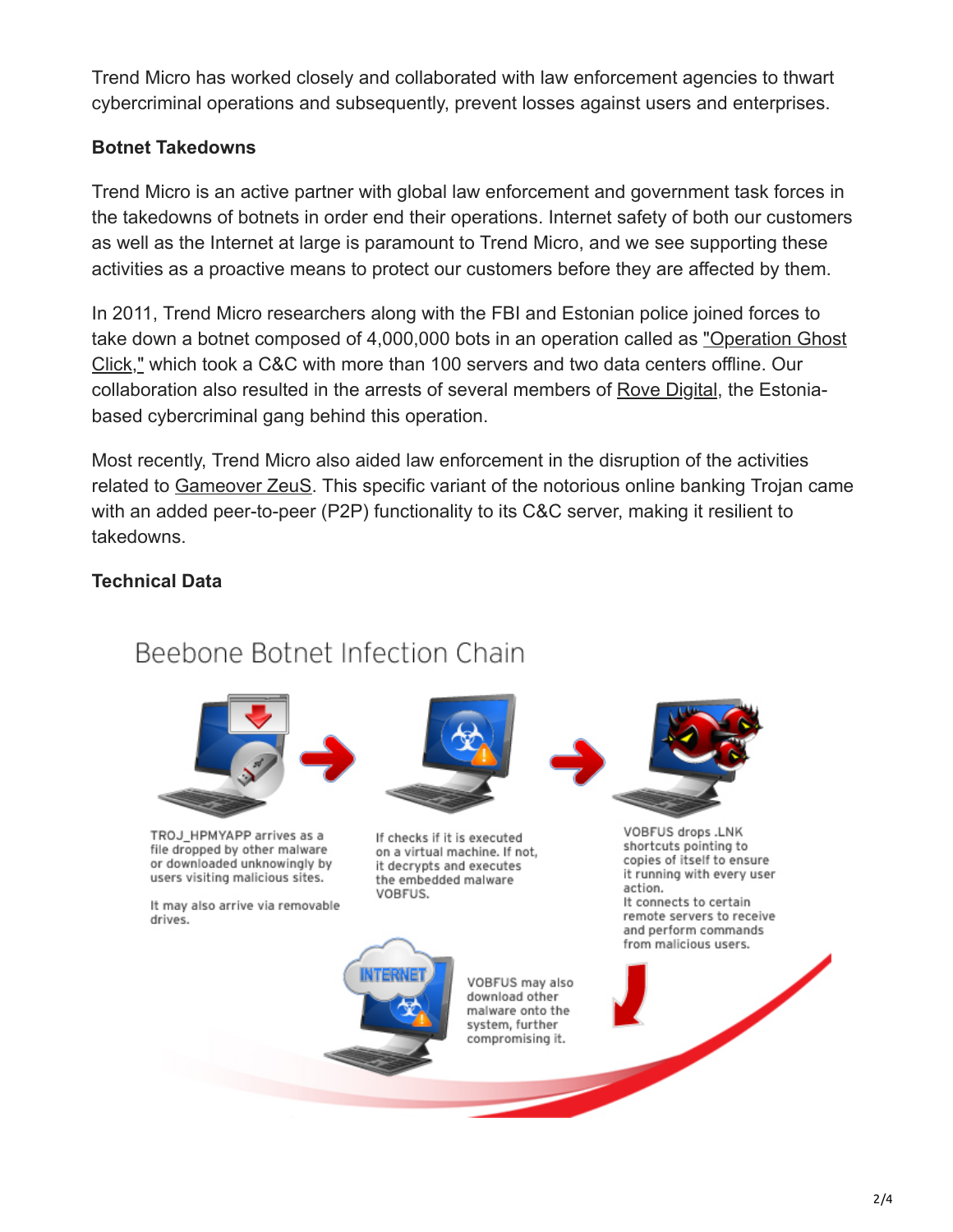Trend Micro has worked closely and collaborated with law enforcement agencies to thwart cybercriminal operations and subsequently, prevent losses against users and enterprises.

**Botnet Takedowns**

Trend Micro is an active partner with global law enforcement and government task forces in the takedowns of botnets in order end their operations. Internet safety of both our customers as well as the Internet at large is paramount to Trend Micro, and we see supporting these activities as a proactive means to protect our customers before they are affected by them.

In 2011, Trend Micro researchers along with the FBI and Estonian police joined forces to take down a botnet composed of 4,000,000 bots in an operation called as "Operation Ghost Click," which took a C&C with more than 100 servers and two data centers offline. Our collaboration also resulted in the arrests of several members of Rove Digital, the Estonia-based cybercriminal gang behind this operation.

Most recently, Trend Micro also aided law enforcement in the disruption of the activities related to Gameover ZeuS. This specific variant of the notorious online banking Trojan came with an added peer-to-peer (P2P) functionality to its C&C server, making it resilient to takedowns.

**Technical Data**

Beebone Botnet Infection Chain

TROJ_HPMYAPP arrives as a file dropped by other malware or downloaded unknowingly by users visiting malicious sites.

It may also arrive via removable drives.

If checks if it is executed on a virtual machine. If not, it decrypts and executes the embedded malware VOBFUS.

VOBFUS drops .LNK shortcuts pointing to copies of itself to ensure it running with every user action.
It connects to certain remote servers to receive and perform commands from malicious users.

VOBFUS may also download other malware onto the system, further compromising it.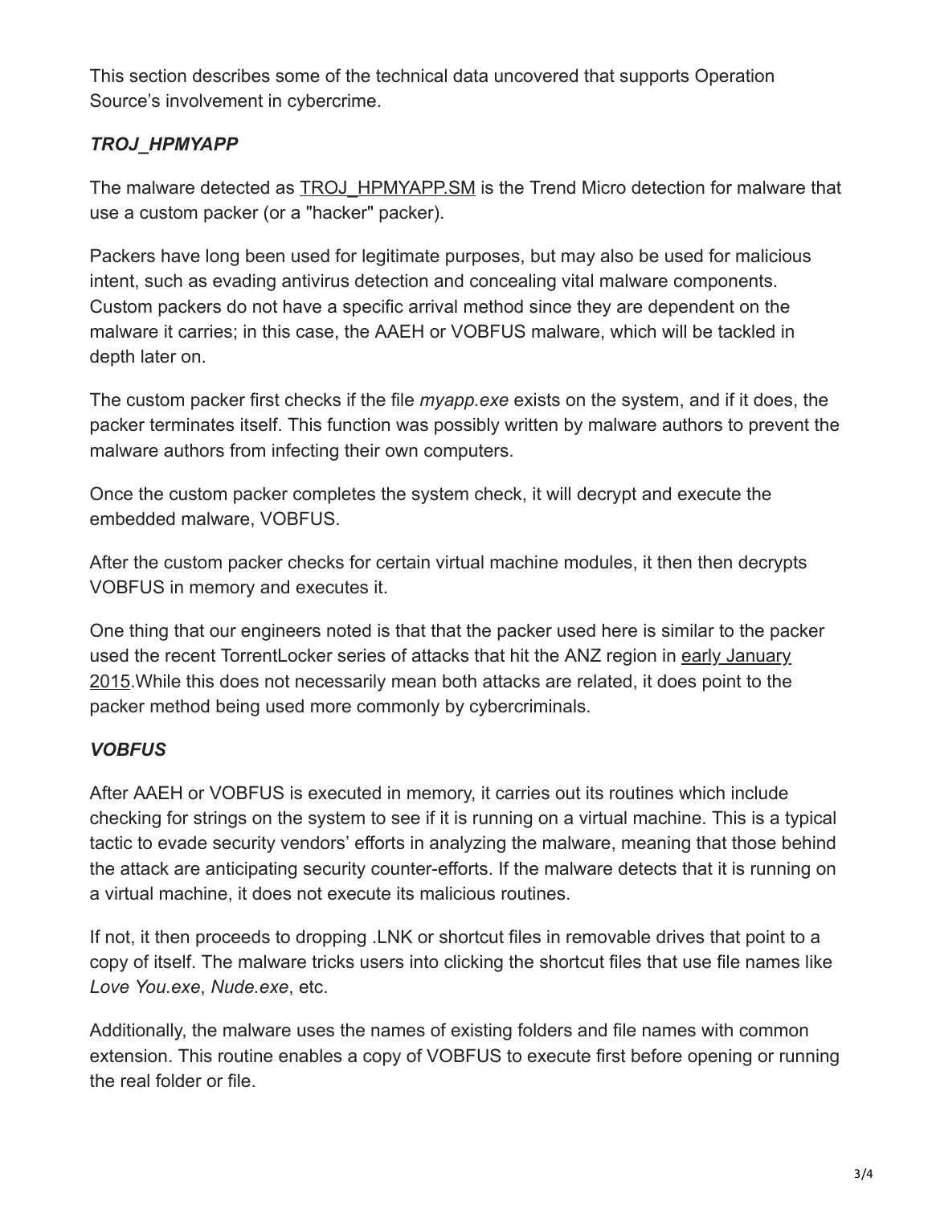This section describes some of the technical data uncovered that supports Operation Source's involvement in cybercrime.

### *TROJ_HPMYAPP*

The malware detected as TROJ_HPMYAPP.SM is the Trend Micro detection for malware that use a custom packer (or a "hacker" packer).

Packers have long been used for legitimate purposes, but may also be used for malicious intent, such as evading antivirus detection and concealing vital malware components. Custom packers do not have a specific arrival method since they are dependent on the malware it carries; in this case, the AAEH or VOBFUS malware, which will be tackled in depth later on.

The custom packer first checks if the file *myapp.exe* exists on the system, and if it does, the packer terminates itself. This function was possibly written by malware authors to prevent the malware authors from infecting their own computers.

Once the custom packer completes the system check, it will decrypt and execute the embedded malware, VOBFUS.

After the custom packer checks for certain virtual machine modules, it then then decrypts VOBFUS in memory and executes it.

One thing that our engineers noted is that that the packer used here is similar to the packer used the recent TorrentLocker series of attacks that hit the ANZ region in early January 2015.While this does not necessarily mean both attacks are related, it does point to the packer method being used more commonly by cybercriminals.

### *VOBFUS*

After AAEH or VOBFUS is executed in memory, it carries out its routines which include checking for strings on the system to see if it is running on a virtual machine. This is a typical tactic to evade security vendors' efforts in analyzing the malware, meaning that those behind the attack are anticipating security counter-efforts. If the malware detects that it is running on a virtual machine, it does not execute its malicious routines.

If not, it then proceeds to dropping .LNK or shortcut files in removable drives that point to a copy of itself. The malware tricks users into clicking the shortcut files that use file names like *Love You.exe*, *Nude.exe*, etc.

Additionally, the malware uses the names of existing folders and file names with common extension. This routine enables a copy of VOBFUS to execute first before opening or running the real folder or file.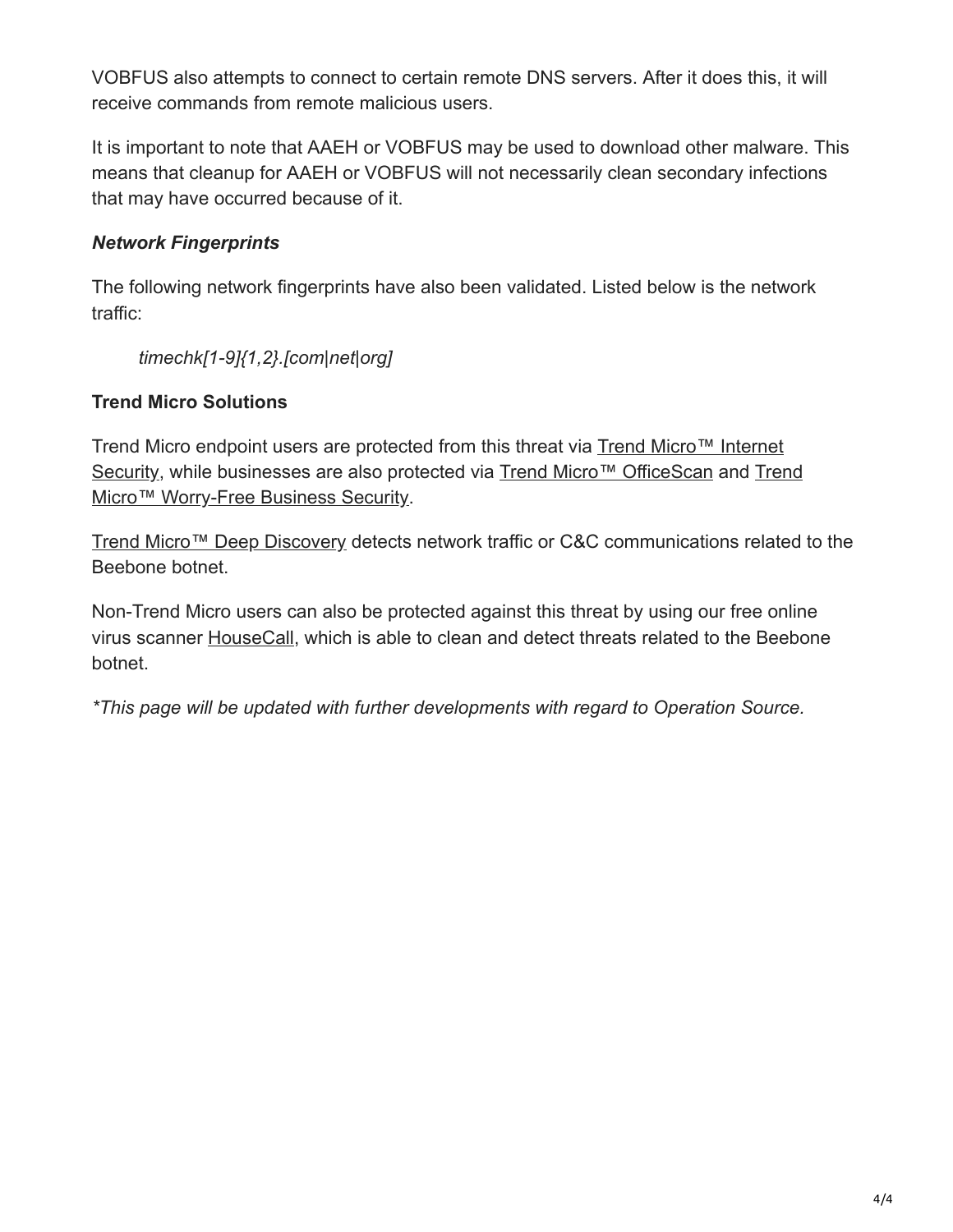VOBFUS also attempts to connect to certain remote DNS servers. After it does this, it will receive commands from remote malicious users.

It is important to note that AAEH or VOBFUS may be used to download other malware. This means that cleanup for AAEH or VOBFUS will not necessarily clean secondary infections that may have occurred because of it.

### *Network Fingerprints*

The following network fingerprints have also been validated. Listed below is the network traffic:

> *timechk[1-9]{1,2}.[com|net|org]*

### Trend Micro Solutions

Trend Micro endpoint users are protected from this threat via Trend Micro™ Internet Security, while businesses are also protected via Trend Micro™ OfficeScan and Trend Micro™ Worry-Free Business Security.

Trend Micro™ Deep Discovery detects network traffic or C&C communications related to the Beebone botnet.

Non-Trend Micro users can also be protected against this threat by using our free online virus scanner HouseCall, which is able to clean and detect threats related to the Beebone botnet.

*\*This page will be updated with further developments with regard to Operation Source.*